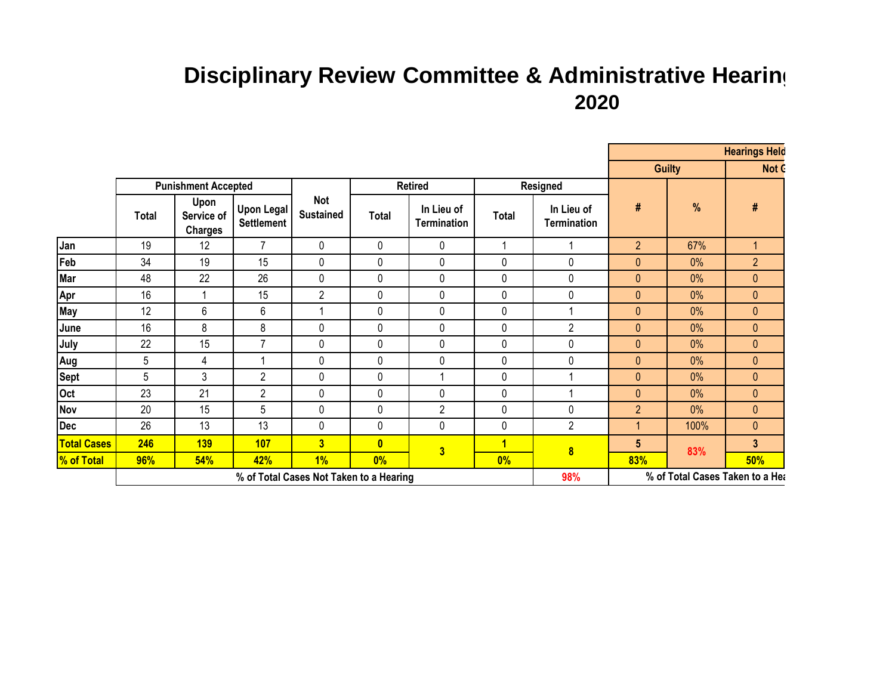# Disciplinary Review Committee & Administrative Hearing
## 2020

| | Punishment Accepted | | | Not Sustained | Retired | | Resigned | | Hearings Held | | |
|---|---|---|---|---|---|---|---|---|---|---|---|
| | | | | | | | | | Guilty | | Not G |
| | Total | Upon Service of Charges | Upon Legal Settlement | | Total | In Lieu of Termination | Total | In Lieu of Termination | # | % | # |
| Jan | 19 | 12 | 7 | 0 | 0 | 0 | 1 | 1 | 2 | 67% | 1 |
| Feb | 34 | 19 | 15 | 0 | 0 | 0 | 0 | 0 | 0 | 0% | 2 |
| Mar | 48 | 22 | 26 | 0 | 0 | 0 | 0 | 0 | 0 | 0% | 0 |
| Apr | 16 | 1 | 15 | 2 | 0 | 0 | 0 | 0 | 0 | 0% | 0 |
| May | 12 | 6 | 6 | 1 | 0 | 0 | 0 | 1 | 0 | 0% | 0 |
| June | 16 | 8 | 8 | 0 | 0 | 0 | 0 | 2 | 0 | 0% | 0 |
| July | 22 | 15 | 7 | 0 | 0 | 0 | 0 | 0 | 0 | 0% | 0 |
| Aug | 5 | 4 | 1 | 0 | 0 | 0 | 0 | 0 | 0 | 0% | 0 |
| Sept | 5 | 3 | 2 | 0 | 0 | 1 | 0 | 1 | 0 | 0% | 0 |
| Oct | 23 | 21 | 2 | 0 | 0 | 0 | 0 | 1 | 0 | 0% | 0 |
| Nov | 20 | 15 | 5 | 0 | 0 | 2 | 0 | 0 | 2 | 0% | 0 |
| Dec | 26 | 13 | 13 | 0 | 0 | 0 | 0 | 2 | 1 | 100% | 0 |
| **Total Cases** | **246** | **139** | **107** | **3** | **0** | **3** | **1** | **8** | **5** | **83%** | **3** |
| **% of Total** | **96%** | **54%** | **42%** | **1%** | **0%** | | **0%** | | **83%** | | **50%** |
| | % of Total Cases Not Taken to a Hearing | | | | | | | 98% | % of Total Cases Taken to a Hea | | |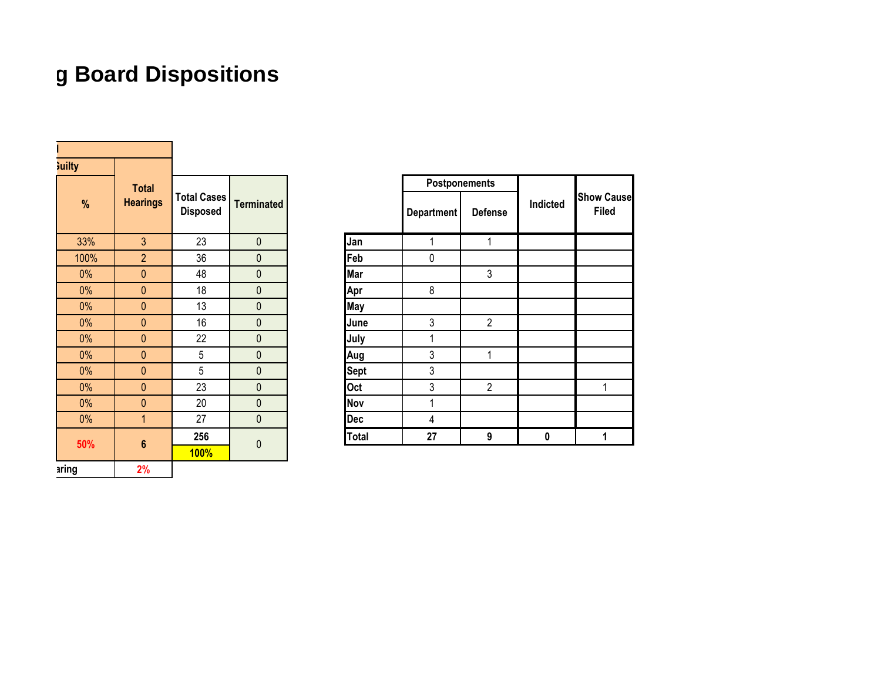# g Board Dispositions

| l | | | |
|---|---|---|---|
| Guilty | | | |
| % | Total Hearings | Total Cases Disposed | Terminated |
| 33% | 3 | 23 | 0 |
| 100% | 2 | 36 | 0 |
| 0% | 0 | 48 | 0 |
| 0% | 0 | 18 | 0 |
| 0% | 0 | 13 | 0 |
| 0% | 0 | 16 | 0 |
| 0% | 0 | 22 | 0 |
| 0% | 0 | 5 | 0 |
| 0% | 0 | 5 | 0 |
| 0% | 0 | 23 | 0 |
| 0% | 0 | 20 | 0 |
| 0% | 1 | 27 | 0 |
| 50% | 6 | 256 | 0 |
| | | 100% | |
| aring | 2% | | |

| | Postponements | | Indicted | Show Cause Filed |
|---|---|---|---|---|
| | Department | Defense | | |
| Jan | 1 | 1 | | |
| Feb | 0 | | | |
| Mar | | 3 | | |
| Apr | 8 | | | |
| May | | | | |
| June | 3 | 2 | | |
| July | 1 | | | |
| Aug | 3 | 1 | | |
| Sept | 3 | | | |
| Oct | 3 | 2 | | 1 |
| Nov | 1 | | | |
| Dec | 4 | | | |
| Total | 27 | 9 | 0 | 1 |